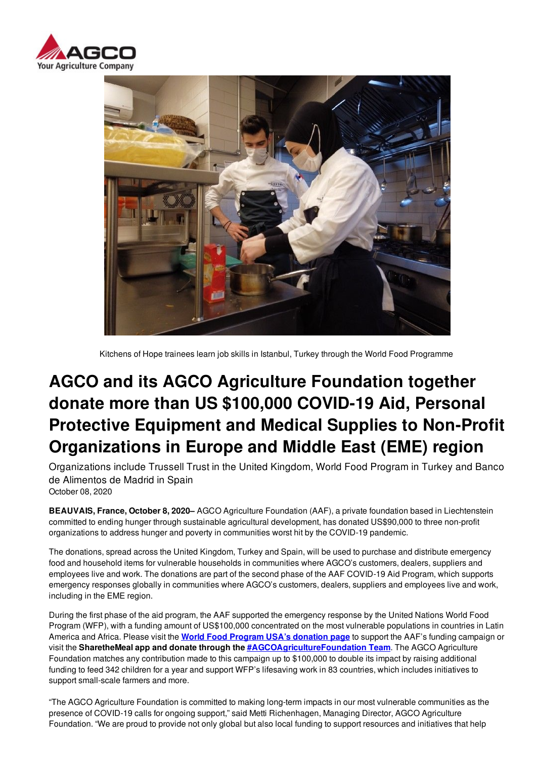Kitchens of Hope trainees learn job skills in Istanbul, Turkey through the World Food Programme

# AGCO and its AGCO Agriculture Foundation together donate more than US $100,000 COVID-19 Aid, Personal Protective Equipment and Medical Supplies to Non-Profit Organizations in Europe and Middle East (EME) region

Organizations include Trussell Trust in the United Kingdom, World Food Program in Turkey and Banco de Alimentos de Madrid in Spain

October 08, 2020

**BEAUVAIS, France, October 8, 2020–** AGCO Agriculture Foundation (AAF), a private foundation based in Liechtenstein committed to ending hunger through sustainable agricultural development, has donated US$90,000 to three non-profit organizations to address hunger and poverty in communities worst hit by the COVID-19 pandemic.

The donations, spread across the United Kingdom, Turkey and Spain, will be used to purchase and distribute emergency food and household items for vulnerable households in communities where AGCO's customers, dealers, suppliers and employees live and work. The donations are part of the second phase of the AAF COVID-19 Aid Program, which supports emergency responses globally in communities where AGCO's customers, dealers, suppliers and employees live and work, including in the EME region.

During the first phase of the aid program, the AAF supported the emergency response by the United Nations World Food Program (WFP), with a funding amount of US$100,000 concentrated on the most vulnerable populations in countries in Latin America and Africa. Please visit the **World Food Program USA's donation page** to support the AAF's funding campaign or visit the **SharetheMeal app and donate through the #AGCOAgricultureFoundation Team**. The AGCO Agriculture Foundation matches any contribution made to this campaign up to $100,000 to double its impact by raising additional funding to feed 342 children for a year and support WFP's lifesaving work in 83 countries, which includes initiatives to support small-scale farmers and more.

"The AGCO Agriculture Foundation is committed to making long-term impacts in our most vulnerable communities as the presence of COVID-19 calls for ongoing support," said Metti Richenhagen, Managing Director, AGCO Agriculture Foundation. "We are proud to provide not only global but also local funding to support resources and initiatives that help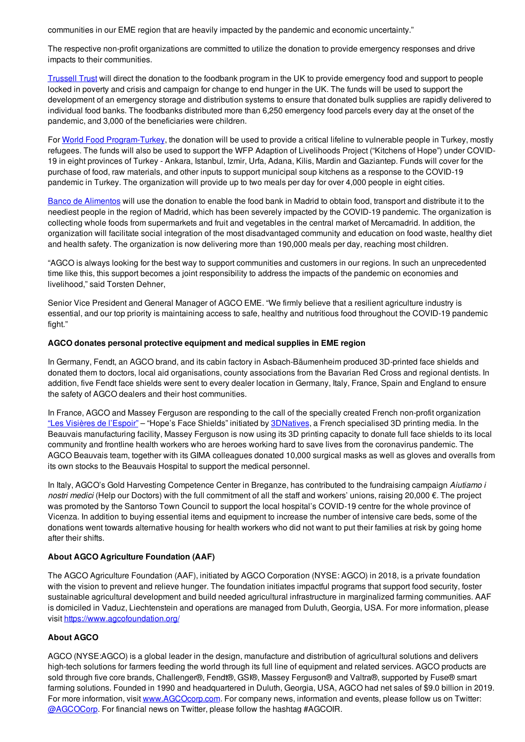communities in our EME region that are heavily impacted by the pandemic and economic uncertainty."

The respective non-profit organizations are committed to utilize the donation to provide emergency responses and drive impacts to their communities.

[Trussell Trust](#) will direct the donation to the foodbank program in the UK to provide emergency food and support to people locked in poverty and crisis and campaign for change to end hunger in the UK. The funds will be used to support the development of an emergency storage and distribution systems to ensure that donated bulk supplies are rapidly delivered to individual food banks. The foodbanks distributed more than 6,250 emergency food parcels every day at the onset of the pandemic, and 3,000 of the beneficiaries were children.

For [World Food Program-Turkey](#), the donation will be used to provide a critical lifeline to vulnerable people in Turkey, mostly refugees. The funds will also be used to support the WFP Adaption of Livelihoods Project ("Kitchens of Hope") under COVID-19 in eight provinces of Turkey - Ankara, Istanbul, Izmir, Urfa, Adana, Kilis, Mardin and Gaziantep. Funds will cover for the purchase of food, raw materials, and other inputs to support municipal soup kitchens as a response to the COVID-19 pandemic in Turkey. The organization will provide up to two meals per day for over 4,000 people in eight cities.

[Banco de Alimentos](#) will use the donation to enable the food bank in Madrid to obtain food, transport and distribute it to the neediest people in the region of Madrid, which has been severely impacted by the COVID-19 pandemic. The organization is collecting whole foods from supermarkets and fruit and vegetables in the central market of Mercamadrid. In addition, the organization will facilitate social integration of the most disadvantaged community and education on food waste, healthy diet and health safety. The organization is now delivering more than 190,000 meals per day, reaching most children.

"AGCO is always looking for the best way to support communities and customers in our regions. In such an unprecedented time like this, this support becomes a joint responsibility to address the impacts of the pandemic on economies and livelihood," said Torsten Dehner,

Senior Vice President and General Manager of AGCO EME. "We firmly believe that a resilient agriculture industry is essential, and our top priority is maintaining access to safe, healthy and nutritious food throughout the COVID-19 pandemic fight."

**AGCO donates personal protective equipment and medical supplies in EME region**

In Germany, Fendt, an AGCO brand, and its cabin factory in Asbach-Bäumenheim produced 3D-printed face shields and donated them to doctors, local aid organisations, county associations from the Bavarian Red Cross and regional dentists. In addition, five Fendt face shields were sent to every dealer location in Germany, Italy, France, Spain and England to ensure the safety of AGCO dealers and their host communities.

In France, AGCO and Massey Ferguson are responding to the call of the specially created French non-profit organization ["Les Visières de l'Espoir"](#) – "Hope's Face Shields" initiated by [3DNatives](#), a French specialised 3D printing media. In the Beauvais manufacturing facility, Massey Ferguson is now using its 3D printing capacity to donate full face shields to its local community and frontline health workers who are heroes working hard to save lives from the coronavirus pandemic. The AGCO Beauvais team, together with its GIMA colleagues donated 10,000 surgical masks as well as gloves and overalls from its own stocks to the Beauvais Hospital to support the medical personnel.

In Italy, AGCO's Gold Harvesting Competence Center in Breganze, has contributed to the fundraising campaign *Aiutiamo i nostri medici* (Help our Doctors) with the full commitment of all the staff and workers' unions, raising 20,000 €. The project was promoted by the Santorso Town Council to support the local hospital's COVID-19 centre for the whole province of Vicenza. In addition to buying essential items and equipment to increase the number of intensive care beds, some of the donations went towards alternative housing for health workers who did not want to put their families at risk by going home after their shifts.

**About AGCO Agriculture Foundation (AAF)**

The AGCO Agriculture Foundation (AAF), initiated by AGCO Corporation (NYSE: AGCO) in 2018, is a private foundation with the vision to prevent and relieve hunger. The foundation initiates impactful programs that support food security, foster sustainable agricultural development and build needed agricultural infrastructure in marginalized farming communities. AAF is domiciled in Vaduz, Liechtenstein and operations are managed from Duluth, Georgia, USA. For more information, please visit [https://www.agcofoundation.org/](https://www.agcofoundation.org/)

**About AGCO**

AGCO (NYSE:AGCO) is a global leader in the design, manufacture and distribution of agricultural solutions and delivers high-tech solutions for farmers feeding the world through its full line of equipment and related services. AGCO products are sold through five core brands, Challenger®, Fendt®, GSI®, Massey Ferguson® and Valtra®, supported by Fuse® smart farming solutions. Founded in 1990 and headquartered in Duluth, Georgia, USA, AGCO had net sales of $9.0 billion in 2019. For more information, visit [www.AGCOcorp.com](http://www.AGCOcorp.com). For company news, information and events, please follow us on Twitter: [@AGCOCorp](#). For financial news on Twitter, please follow the hashtag #AGCOIR.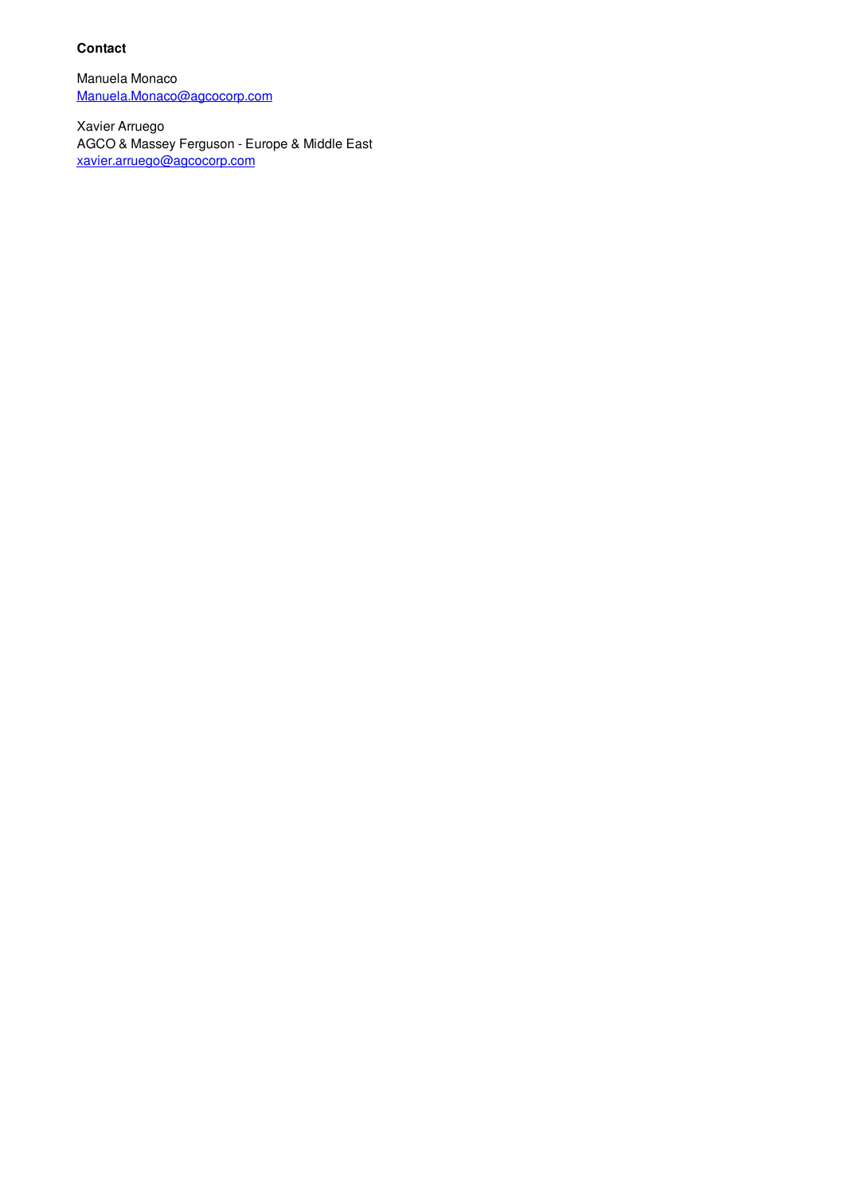**Contact**

Manuela Monaco
Manuela.Monaco@agcocorp.com

Xavier Arruego
AGCO & Massey Ferguson - Europe & Middle East
xavier.arruego@agcocorp.com